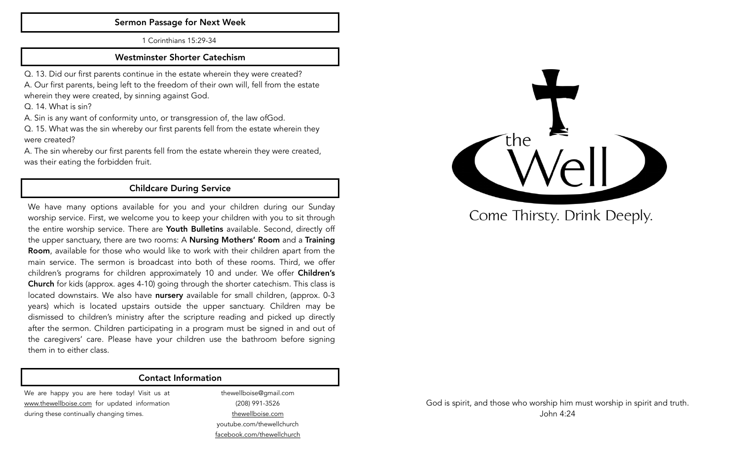## Sermon Passage for Next Week

1 Corinthians 15:29-34

## Westminster Shorter Catechism

Q. 13. Did our first parents continue in the estate wherein they were created?
A. Our first parents, being left to the freedom of their own will, fell from the estate wherein they were created, by sinning against God.
Q. 14. What is sin?
A. Sin is any want of conformity unto, or transgression of, the law ofGod.
Q. 15. What was the sin whereby our first parents fell from the estate wherein they were created?
A. The sin whereby our first parents fell from the estate wherein they were created, was their eating the forbidden fruit.

## Childcare During Service

We have many options available for you and your children during our Sunday worship service. First, we welcome you to keep your children with you to sit through the entire worship service. There are **Youth Bulletins** available. Second, directly off the upper sanctuary, there are two rooms: A **Nursing Mothers' Room** and a **Training Room**, available for those who would like to work with their children apart from the main service. The sermon is broadcast into both of these rooms. Third, we offer children's programs for children approximately 10 and under. We offer **Children's Church** for kids (approx. ages 4-10) going through the shorter catechism. This class is located downstairs. We also have **nursery** available for small children, (approx. 0-3 years) which is located upstairs outside the upper sanctuary. Children may be dismissed to children's ministry after the scripture reading and picked up directly after the sermon. Children participating in a program must be signed in and out of the caregivers' care. Please have your children use the bathroom before signing them in to either class.

## Contact Information

We are happy you are here today! Visit us at www.thewellboise.com for updated information during these continually changing times.

thewellboise@gmail.com
(208) 991-3526
thewellboise.com
youtube.com/thewellchurch
facebook.com/thewellchurch

# the Well

Come Thirsty. Drink Deeply.

God is spirit, and those who worship him must worship in spirit and truth.
John 4:24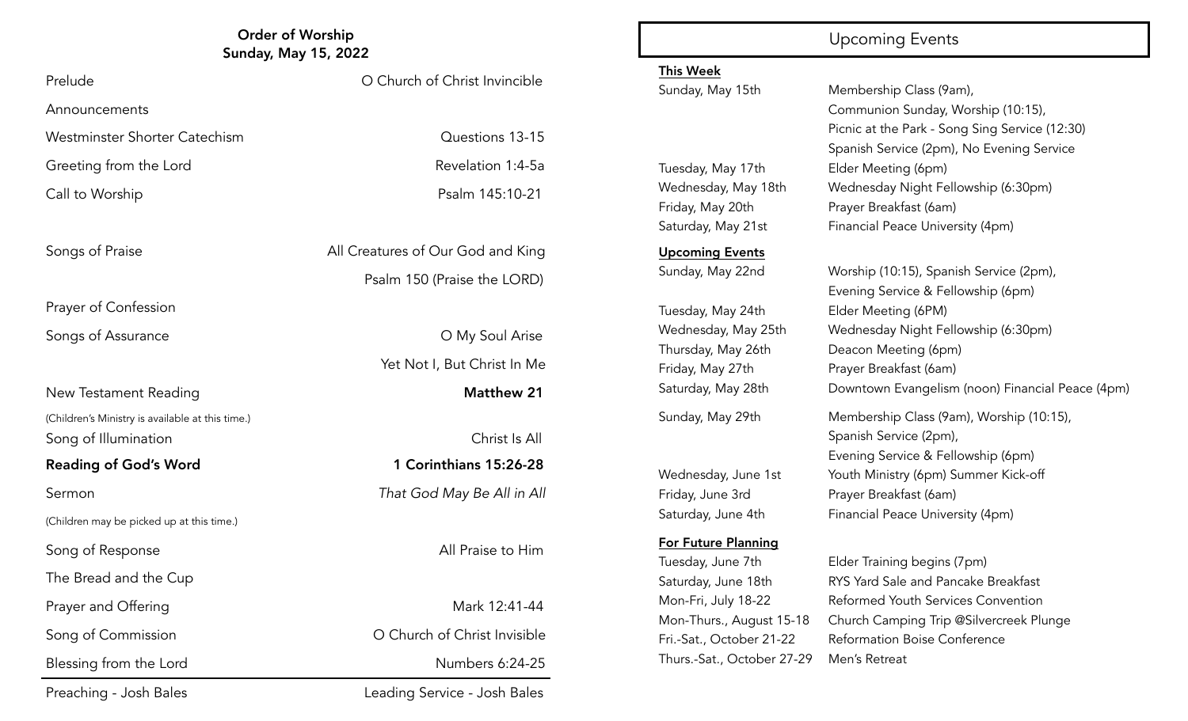## Order of Worship
### Sunday, May 15, 2022

| | |
|---|---|
| Prelude | O Church of Christ Invincible |
| Announcements | |
| Westminster Shorter Catechism | Questions 13-15 |
| Greeting from the Lord | Revelation 1:4-5a |
| Call to Worship | Psalm 145:10-21 |
| Songs of Praise | All Creatures of Our God and King |
| | Psalm 150 (Praise the LORD) |
| Prayer of Confession | |
| Songs of Assurance | O My Soul Arise |
| | Yet Not I, But Christ In Me |
| New Testament Reading | **Matthew 21** |

(Children's Ministry is available at this time.)

| | |
|---|---|
| Song of Illumination | Christ Is All |
| **Reading of God's Word** | **1 Corinthians 15:26-28** |
| Sermon | *That God May Be All in All* |

(Children may be picked up at this time.)

| | |
|---|---|
| Song of Response | All Praise to Him |
| The Bread and the Cup | |
| Prayer and Offering | Mark 12:41-44 |
| Song of Commission | O Church of Christ Invisible |
| Blessing from the Lord | Numbers 6:24-25 |

Preaching - Josh Bales | Leading Service - Josh Bales

## Upcoming Events

**This Week**

| | |
|---|---|
| Sunday, May 15th | Membership Class (9am), Communion Sunday, Worship (10:15), Picnic at the Park - Song Sing Service (12:30) Spanish Service (2pm), No Evening Service |
| Tuesday, May 17th | Elder Meeting (6pm) |
| Wednesday, May 18th | Wednesday Night Fellowship (6:30pm) |
| Friday, May 20th | Prayer Breakfast (6am) |
| Saturday, May 21st | Financial Peace University (4pm) |

**Upcoming Events**

| | |
|---|---|
| Sunday, May 22nd | Worship (10:15), Spanish Service (2pm), Evening Service & Fellowship (6pm) |
| Tuesday, May 24th | Elder Meeting (6PM) |
| Wednesday, May 25th | Wednesday Night Fellowship (6:30pm) |
| Thursday, May 26th | Deacon Meeting (6pm) |
| Friday, May 27th | Prayer Breakfast (6am) |
| Saturday, May 28th | Downtown Evangelism (noon) Financial Peace (4pm) |
| Sunday, May 29th | Membership Class (9am), Worship (10:15), Spanish Service (2pm), Evening Service & Fellowship (6pm) |
| Wednesday, June 1st | Youth Ministry (6pm) Summer Kick-off |
| Friday, June 3rd | Prayer Breakfast (6am) |
| Saturday, June 4th | Financial Peace University (4pm) |

**For Future Planning**

| | |
|---|---|
| Tuesday, June 7th | Elder Training begins (7pm) |
| Saturday, June 18th | RYS Yard Sale and Pancake Breakfast |
| Mon-Fri, July 18-22 | Reformed Youth Services Convention |
| Mon-Thurs., August 15-18 | Church Camping Trip @Silvercreek Plunge |
| Fri.-Sat., October 21-22 | Reformation Boise Conference |
| Thurs.-Sat., October 27-29 | Men's Retreat |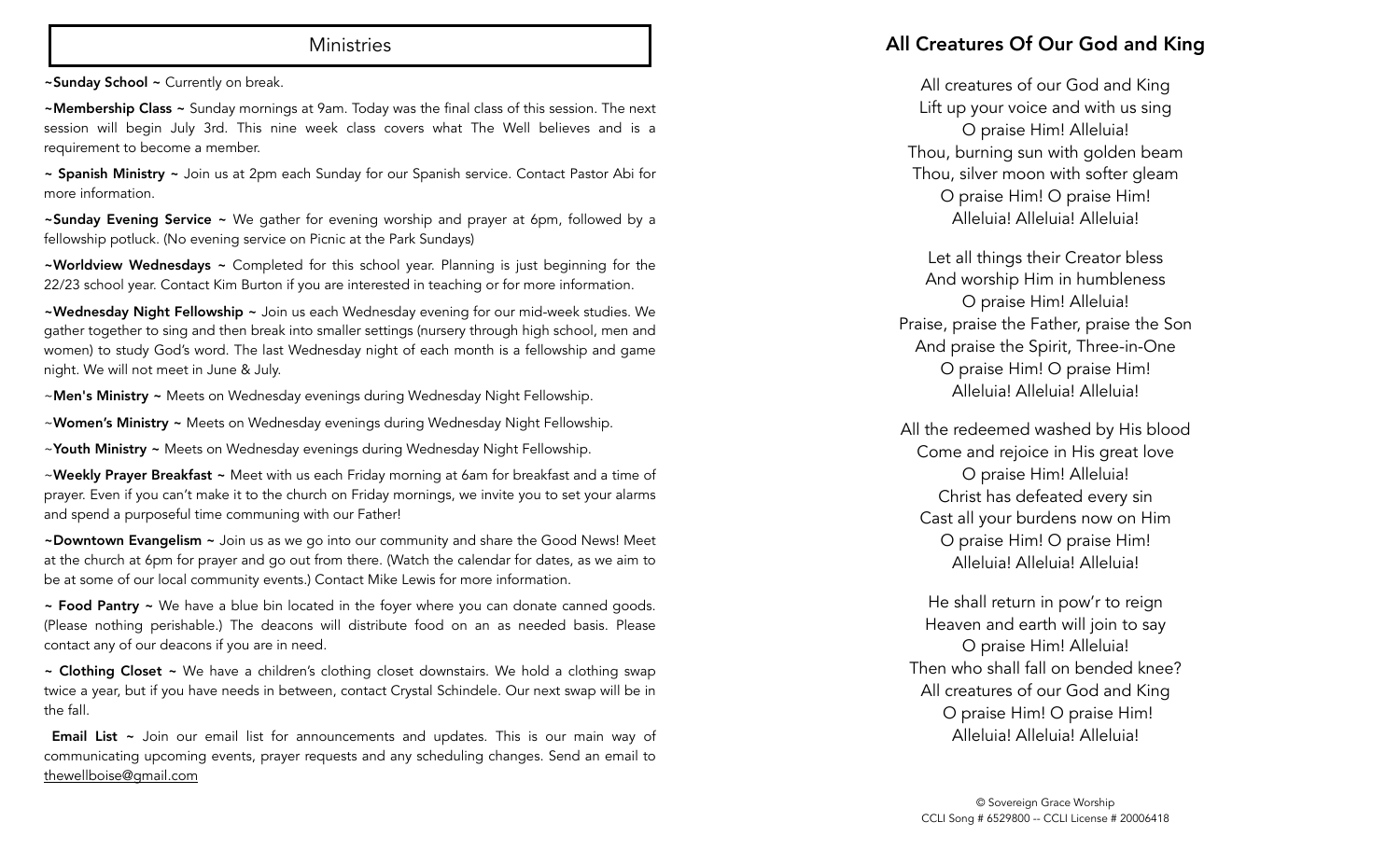## Ministries

**~Sunday School ~** Currently on break.

**~Membership Class ~** Sunday mornings at 9am. Today was the final class of this session. The next session will begin July 3rd. This nine week class covers what The Well believes and is a requirement to become a member.

**~ Spanish Ministry ~** Join us at 2pm each Sunday for our Spanish service. Contact Pastor Abi for more information.

**~Sunday Evening Service ~** We gather for evening worship and prayer at 6pm, followed by a fellowship potluck. (No evening service on Picnic at the Park Sundays)

**~Worldview Wednesdays ~** Completed for this school year. Planning is just beginning for the 22/23 school year. Contact Kim Burton if you are interested in teaching or for more information.

**~Wednesday Night Fellowship ~** Join us each Wednesday evening for our mid-week studies. We gather together to sing and then break into smaller settings (nursery through high school, men and women) to study God's word. The last Wednesday night of each month is a fellowship and game night. We will not meet in June & July.

~**Men's Ministry ~** Meets on Wednesday evenings during Wednesday Night Fellowship.

~**Women's Ministry ~** Meets on Wednesday evenings during Wednesday Night Fellowship.

~**Youth Ministry ~** Meets on Wednesday evenings during Wednesday Night Fellowship.

~**Weekly Prayer Breakfast ~** Meet with us each Friday morning at 6am for breakfast and a time of prayer. Even if you can't make it to the church on Friday mornings, we invite you to set your alarms and spend a purposeful time communing with our Father!

**~Downtown Evangelism ~** Join us as we go into our community and share the Good News! Meet at the church at 6pm for prayer and go out from there. (Watch the calendar for dates, as we aim to be at some of our local community events.) Contact Mike Lewis for more information.

**~ Food Pantry ~** We have a blue bin located in the foyer where you can donate canned goods. (Please nothing perishable.) The deacons will distribute food on an as needed basis. Please contact any of our deacons if you are in need.

**~ Clothing Closet ~** We have a children's clothing closet downstairs. We hold a clothing swap twice a year, but if you have needs in between, contact Crystal Schindele. Our next swap will be in the fall.

**Email List ~** Join our email list for announcements and updates. This is our main way of communicating upcoming events, prayer requests and any scheduling changes. Send an email to thewellboise@gmail.com

## All Creatures Of Our God and King

All creatures of our God and King
Lift up your voice and with us sing
O praise Him! Alleluia!
Thou, burning sun with golden beam
Thou, silver moon with softer gleam
O praise Him! O praise Him!
Alleluia! Alleluia! Alleluia!

Let all things their Creator bless
And worship Him in humbleness
O praise Him! Alleluia!
Praise, praise the Father, praise the Son
And praise the Spirit, Three-in-One
O praise Him! O praise Him!
Alleluia! Alleluia! Alleluia!

All the redeemed washed by His blood
Come and rejoice in His great love
O praise Him! Alleluia!
Christ has defeated every sin
Cast all your burdens now on Him
O praise Him! O praise Him!
Alleluia! Alleluia! Alleluia!

He shall return in pow'r to reign
Heaven and earth will join to say
O praise Him! Alleluia!
Then who shall fall on bended knee?
All creatures of our God and King
O praise Him! O praise Him!
Alleluia! Alleluia! Alleluia!

© Sovereign Grace Worship
CCLI Song # 6529800 -- CCLI License # 20006418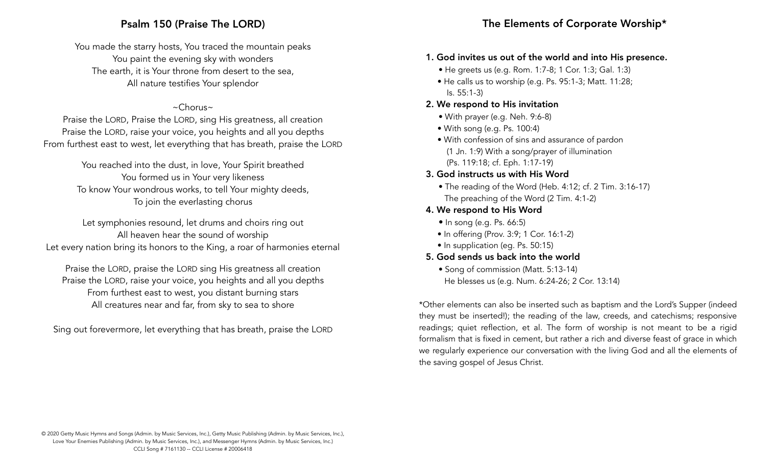## Psalm 150 (Praise The LORD)

You made the starry hosts, You traced the mountain peaks
You paint the evening sky with wonders
The earth, it is Your throne from desert to the sea,
All nature testifies Your splendor

~Chorus~
Praise the LORD, Praise the LORD, sing His greatness, all creation
Praise the LORD, raise your voice, you heights and all you depths
From furthest east to west, let everything that has breath, praise the LORD

You reached into the dust, in love, Your Spirit breathed
You formed us in Your very likeness
To know Your wondrous works, to tell Your mighty deeds,
To join the everlasting chorus

Let symphonies resound, let drums and choirs ring out
All heaven hear the sound of worship
Let every nation bring its honors to the King, a roar of harmonies eternal

Praise the LORD, praise the LORD sing His greatness all creation
Praise the LORD, raise your voice, you heights and all you depths
From furthest east to west, you distant burning stars
All creatures near and far, from sky to sea to shore

Sing out forevermore, let everything that has breath, praise the LORD

© 2020 Getty Music Hymns and Songs (Admin. by Music Services, Inc.), Getty Music Publishing (Admin. by Music Services, Inc.), Love Your Enemies Publishing (Admin. by Music Services, Inc.), and Messenger Hymns (Admin. by Music Services, Inc.)
CCLI Song # 7161130 -- CCLI License # 20006418

## The Elements of Corporate Worship*

1. **God invites us out of the world and into His presence.**
   - He greets us (e.g. Rom. 1:7-8; 1 Cor. 1:3; Gal. 1:3)
   - He calls us to worship (e.g. Ps. 95:1-3; Matt. 11:28; Is. 55:1-3)
2. **We respond to His invitation**
   - With prayer (e.g. Neh. 9:6-8)
   - With song (e.g. Ps. 100:4)
   - With confession of sins and assurance of pardon (1 Jn. 1:9) With a song/prayer of illumination (Ps. 119:18; cf. Eph. 1:17-19)
3. **God instructs us with His Word**
   - The reading of the Word (Heb. 4:12; cf. 2 Tim. 3:16-17) The preaching of the Word (2 Tim. 4:1-2)
4. **We respond to His Word**
   - In song (e.g. Ps. 66:5)
   - In offering (Prov. 3:9; 1 Cor. 16:1-2)
   - In supplication (eg. Ps. 50:15)
5. **God sends us back into the world**
   - Song of commission (Matt. 5:13-14) He blesses us (e.g. Num. 6:24-26; 2 Cor. 13:14)

*Other elements can also be inserted such as baptism and the Lord's Supper (indeed they must be inserted!); the reading of the law, creeds, and catechisms; responsive readings; quiet reflection, et al. The form of worship is not meant to be a rigid formalism that is fixed in cement, but rather a rich and diverse feast of grace in which we regularly experience our conversation with the living God and all the elements of the saving gospel of Jesus Christ.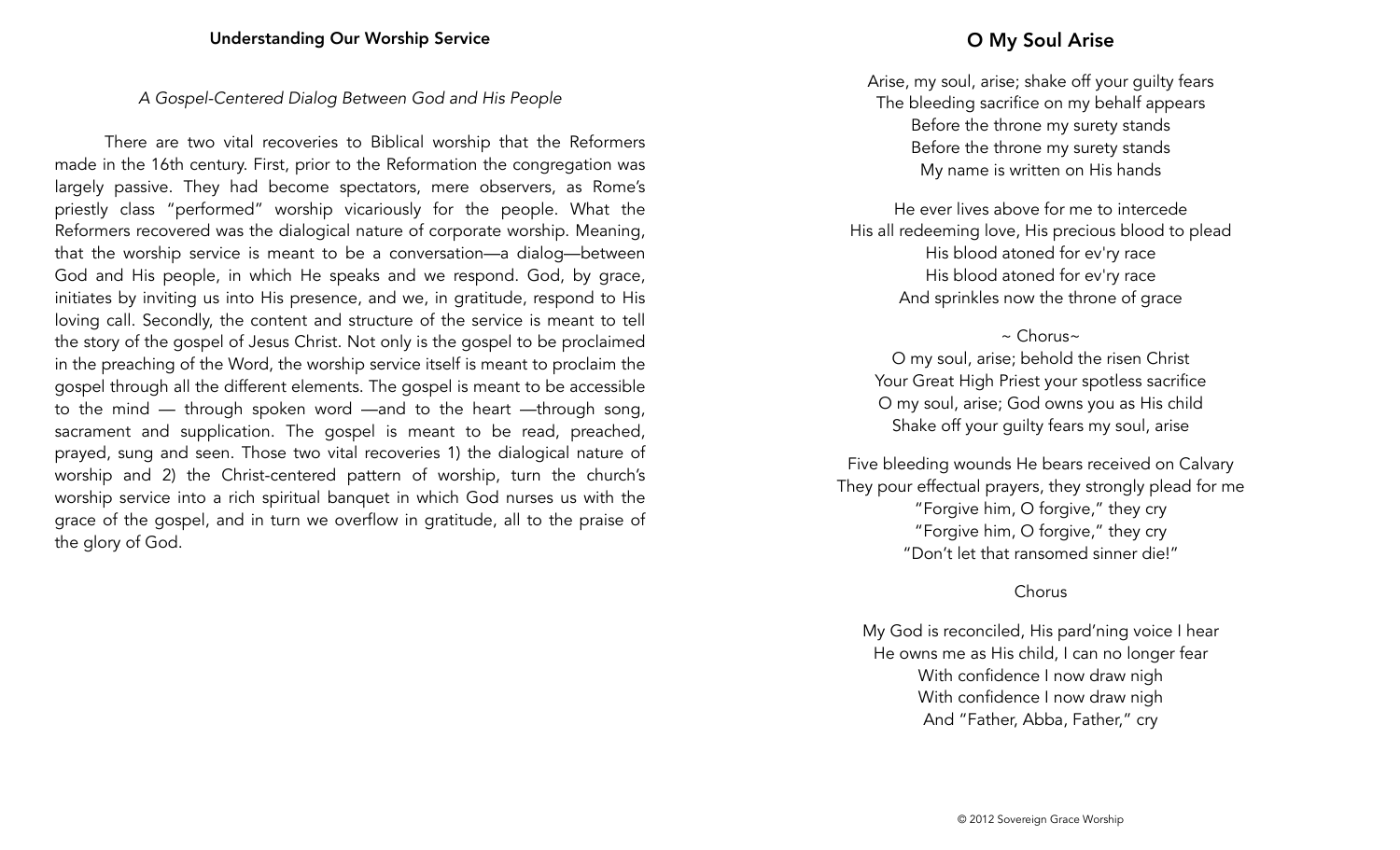## Understanding Our Worship Service

*A Gospel-Centered Dialog Between God and His People*

There are two vital recoveries to Biblical worship that the Reformers made in the 16th century. First, prior to the Reformation the congregation was largely passive. They had become spectators, mere observers, as Rome's priestly class "performed" worship vicariously for the people. What the Reformers recovered was the dialogical nature of corporate worship. Meaning, that the worship service is meant to be a conversation—a dialog—between God and His people, in which He speaks and we respond. God, by grace, initiates by inviting us into His presence, and we, in gratitude, respond to His loving call. Secondly, the content and structure of the service is meant to tell the story of the gospel of Jesus Christ. Not only is the gospel to be proclaimed in the preaching of the Word, the worship service itself is meant to proclaim the gospel through all the different elements. The gospel is meant to be accessible to the mind — through spoken word —and to the heart —through song, sacrament and supplication. The gospel is meant to be read, preached, prayed, sung and seen. Those two vital recoveries 1) the dialogical nature of worship and 2) the Christ-centered pattern of worship, turn the church's worship service into a rich spiritual banquet in which God nurses us with the grace of the gospel, and in turn we overflow in gratitude, all to the praise of the glory of God.

## O My Soul Arise

Arise, my soul, arise; shake off your guilty fears
The bleeding sacrifice on my behalf appears
Before the throne my surety stands
Before the throne my surety stands
My name is written on His hands

He ever lives above for me to intercede
His all redeeming love, His precious blood to plead
His blood atoned for ev'ry race
His blood atoned for ev'ry race
And sprinkles now the throne of grace

~ Chorus~
O my soul, arise; behold the risen Christ
Your Great High Priest your spotless sacrifice
O my soul, arise; God owns you as His child
Shake off your guilty fears my soul, arise

Five bleeding wounds He bears received on Calvary
They pour effectual prayers, they strongly plead for me
"Forgive him, O forgive," they cry
"Forgive him, O forgive," they cry
"Don't let that ransomed sinner die!"

Chorus

My God is reconciled, His pard'ning voice I hear
He owns me as His child, I can no longer fear
With confidence I now draw nigh
With confidence I now draw nigh
And "Father, Abba, Father," cry

© 2012 Sovereign Grace Worship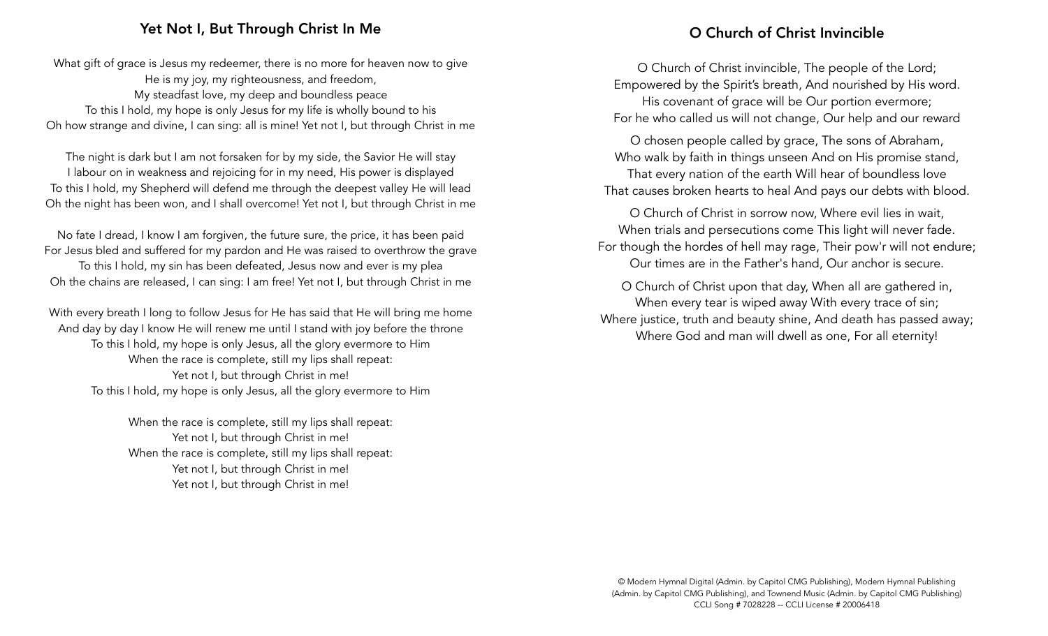## Yet Not I, But Through Christ In Me

What gift of grace is Jesus my redeemer, there is no more for heaven now to give
He is my joy, my righteousness, and freedom,
My steadfast love, my deep and boundless peace
To this I hold, my hope is only Jesus for my life is wholly bound to his
Oh how strange and divine, I can sing: all is mine! Yet not I, but through Christ in me

The night is dark but I am not forsaken for by my side, the Savior He will stay
I labour on in weakness and rejoicing for in my need, His power is displayed
To this I hold, my Shepherd will defend me through the deepest valley He will lead
Oh the night has been won, and I shall overcome! Yet not I, but through Christ in me

No fate I dread, I know I am forgiven, the future sure, the price, it has been paid
For Jesus bled and suffered for my pardon and He was raised to overthrow the grave
To this I hold, my sin has been defeated, Jesus now and ever is my plea
Oh the chains are released, I can sing: I am free! Yet not I, but through Christ in me

With every breath I long to follow Jesus for He has said that He will bring me home
And day by day I know He will renew me until I stand with joy before the throne
To this I hold, my hope is only Jesus, all the glory evermore to Him
When the race is complete, still my lips shall repeat:
Yet not I, but through Christ in me!
To this I hold, my hope is only Jesus, all the glory evermore to Him

When the race is complete, still my lips shall repeat:
Yet not I, but through Christ in me!
When the race is complete, still my lips shall repeat:
Yet not I, but through Christ in me!
Yet not I, but through Christ in me!

## O Church of Christ Invincible

O Church of Christ invincible, The people of the Lord;
Empowered by the Spirit's breath, And nourished by His word.
His covenant of grace will be Our portion evermore;
For he who called us will not change, Our help and our reward

O chosen people called by grace, The sons of Abraham,
Who walk by faith in things unseen And on His promise stand,
That every nation of the earth Will hear of boundless love
That causes broken hearts to heal And pays our debts with blood.

O Church of Christ in sorrow now, Where evil lies in wait,
When trials and persecutions come This light will never fade.
For though the hordes of hell may rage, Their pow'r will not endure;
Our times are in the Father's hand, Our anchor is secure.

O Church of Christ upon that day, When all are gathered in,
When every tear is wiped away With every trace of sin;
Where justice, truth and beauty shine, And death has passed away;
Where God and man will dwell as one, For all eternity!

© Modern Hymnal Digital (Admin. by Capitol CMG Publishing), Modern Hymnal Publishing (Admin. by Capitol CMG Publishing), and Townend Music (Admin. by Capitol CMG Publishing)
CCLI Song # 7028228 -- CCLI License # 20006418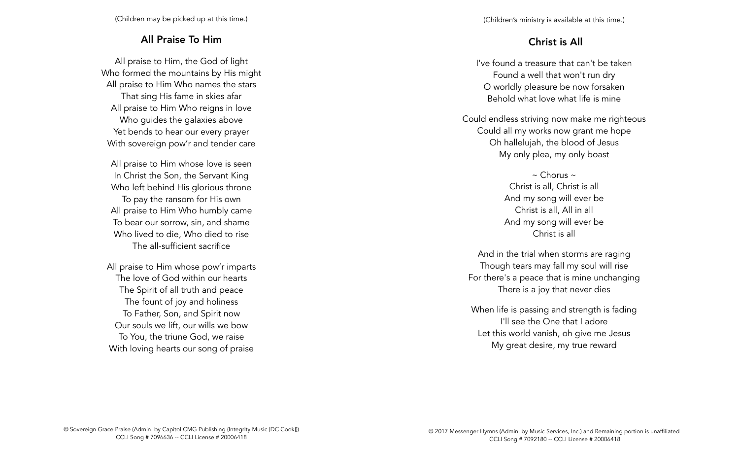(Children may be picked up at this time.)

## All Praise To Him

All praise to Him, the God of light
Who formed the mountains by His might
All praise to Him Who names the stars
That sing His fame in skies afar
All praise to Him Who reigns in love
Who guides the galaxies above
Yet bends to hear our every prayer
With sovereign pow'r and tender care

All praise to Him whose love is seen
In Christ the Son, the Servant King
Who left behind His glorious throne
To pay the ransom for His own
All praise to Him Who humbly came
To bear our sorrow, sin, and shame
Who lived to die, Who died to rise
The all-sufficient sacrifice

All praise to Him whose pow'r imparts
The love of God within our hearts
The Spirit of all truth and peace
The fount of joy and holiness
To Father, Son, and Spirit now
Our souls we lift, our wills we bow
To You, the triune God, we raise
With loving hearts our song of praise

© Sovereign Grace Praise (Admin. by Capitol CMG Publishing (Integrity Music [DC Cook]))
CCLI Song # 7096636 -- CCLI License # 20006418

(Children's ministry is available at this time.)

## Christ is All

I've found a treasure that can't be taken
Found a well that won't run dry
O worldly pleasure be now forsaken
Behold what love what life is mine

Could endless striving now make me righteous
Could all my works now grant me hope
Oh hallelujah, the blood of Jesus
My only plea, my only boast

~ Chorus ~
Christ is all, Christ is all
And my song will ever be
Christ is all, All in all
And my song will ever be
Christ is all

And in the trial when storms are raging
Though tears may fall my soul will rise
For there's a peace that is mine unchanging
There is a joy that never dies

When life is passing and strength is fading
I'll see the One that I adore
Let this world vanish, oh give me Jesus
My great desire, my true reward

© 2017 Messenger Hymns (Admin. by Music Services, Inc.) and Remaining portion is unaffiliated
CCLI Song # 7092180 -- CCLI License # 20006418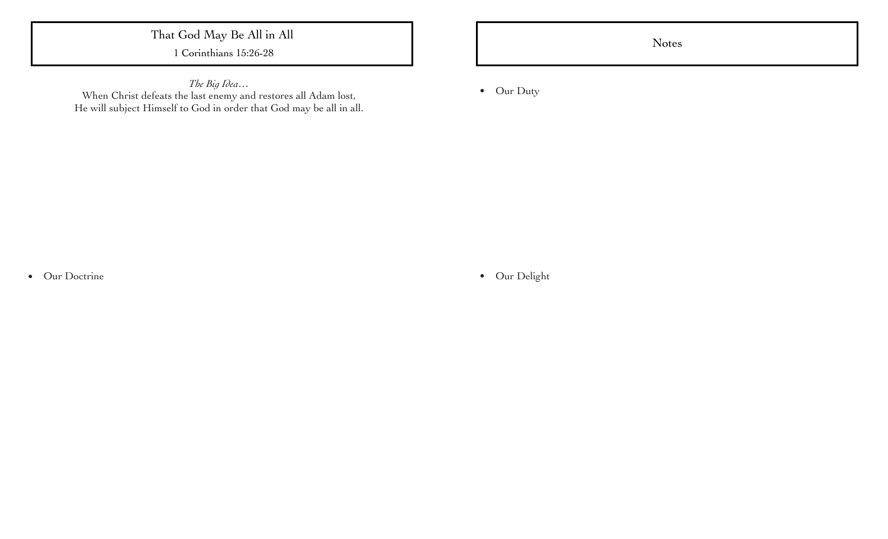# That God May Be All in All

## 1 Corinthians 15:26-28

*The Big Idea…*

When Christ defeats the last enemy and restores all Adam lost,
He will subject Himself to God in order that God may be all in all.

- Our Doctrine

## Notes

- Our Duty

- Our Delight